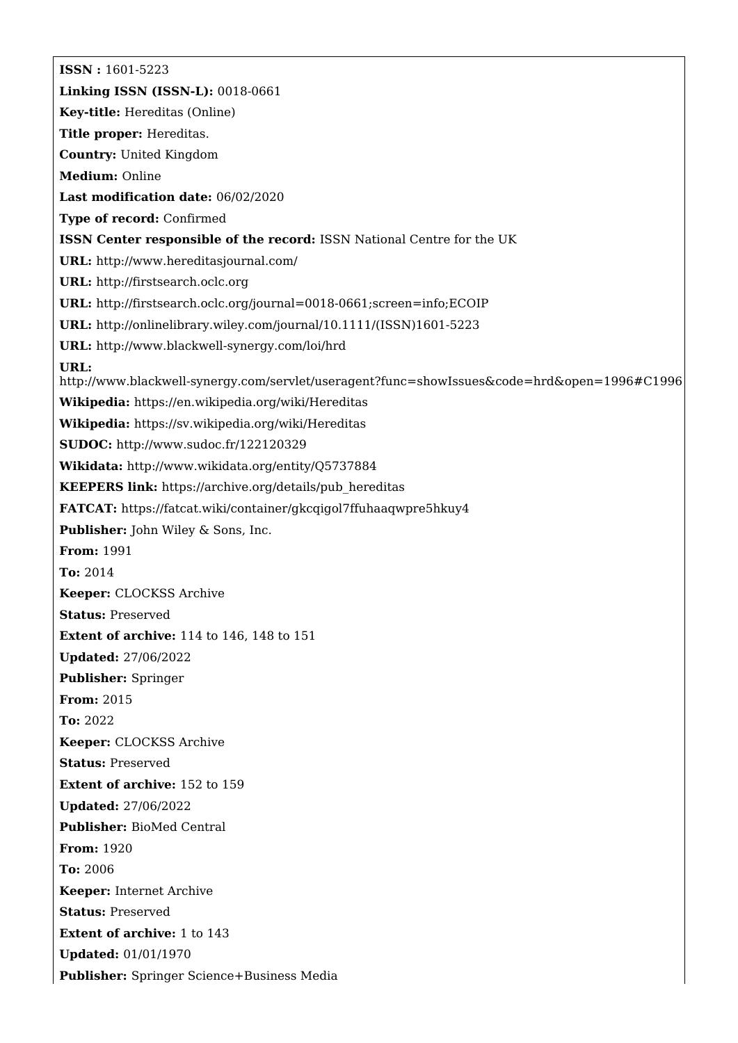**ISSN :** 1601-5223

**Linking ISSN (ISSN-L):** 0018-0661

**Key-title:** Hereditas (Online)

**Title proper:** Hereditas.

**Country:** United Kingdom

**Medium:** Online

**Last modification date:** 06/02/2020

**Type of record:** Confirmed

**ISSN Center responsible of the record:** ISSN National Centre for the UK

**URL:** http://www.hereditasjournal.com/

**URL:** http://firstsearch.oclc.org

**URL:** http://firstsearch.oclc.org/journal=0018-0661;screen=info;ECOIP

**URL:** http://onlinelibrary.wiley.com/journal/10.1111/(ISSN)1601-5223

**URL:** http://www.blackwell-synergy.com/loi/hrd

**URL:** http://www.blackwell-synergy.com/servlet/useragent?func=showIssues&code=hrd&open=1996#C1996

**Wikipedia:** https://en.wikipedia.org/wiki/Hereditas

**Wikipedia:** https://sv.wikipedia.org/wiki/Hereditas

**SUDOC:** http://www.sudoc.fr/122120329

**Wikidata:** http://www.wikidata.org/entity/Q5737884

**KEEPERS link:** https://archive.org/details/pub_hereditas

**FATCAT:** https://fatcat.wiki/container/gkcqigol7ffuhaaqwpre5hkuy4

**Publisher:** John Wiley & Sons, Inc.

**From:** 1991

**To:** 2014

**Keeper:** CLOCKSS Archive

**Status:** Preserved

**Extent of archive:** 114 to 146, 148 to 151

**Updated:** 27/06/2022

**Publisher:** Springer

**From:** 2015

**To:** 2022

**Keeper:** CLOCKSS Archive

**Status:** Preserved

**Extent of archive:** 152 to 159

**Updated:** 27/06/2022

**Publisher:** BioMed Central

**From:** 1920

**To:** 2006

**Keeper:** Internet Archive

**Status:** Preserved

**Extent of archive:** 1 to 143

**Updated:** 01/01/1970

**Publisher:** Springer Science+Business Media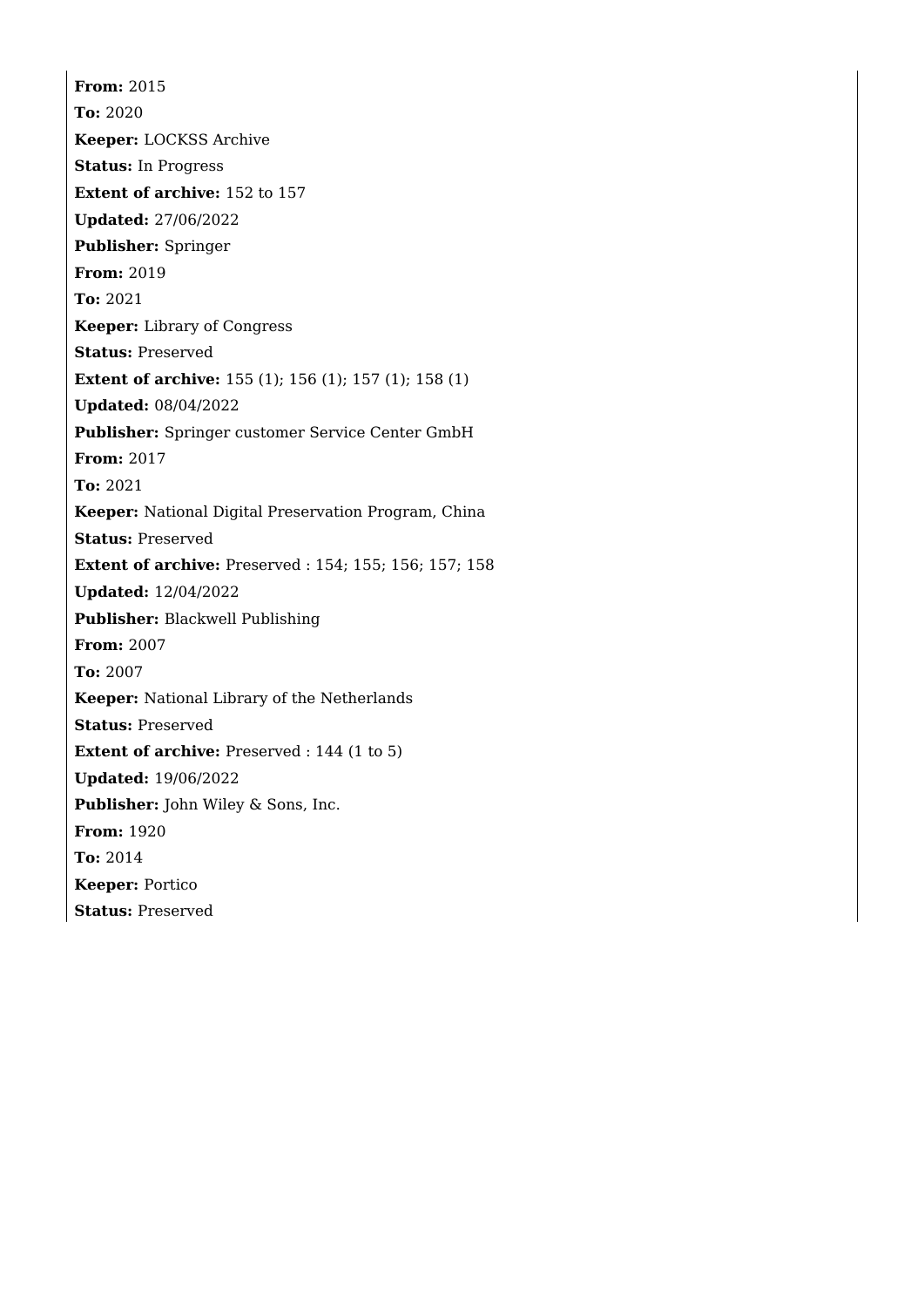**From:** 2015

**To:** 2020

**Keeper:** LOCKSS Archive

**Status:** In Progress

**Extent of archive:** 152 to 157

**Updated:** 27/06/2022

**Publisher:** Springer

**From:** 2019

**To:** 2021

**Keeper:** Library of Congress

**Status:** Preserved

**Extent of archive:** 155 (1); 156 (1); 157 (1); 158 (1)

**Updated:** 08/04/2022

**Publisher:** Springer customer Service Center GmbH

**From:** 2017

**To:** 2021

**Keeper:** National Digital Preservation Program, China

**Status:** Preserved

**Extent of archive:** Preserved : 154; 155; 156; 157; 158

**Updated:** 12/04/2022

**Publisher:** Blackwell Publishing

**From:** 2007

**To:** 2007

**Keeper:** National Library of the Netherlands

**Status:** Preserved

**Extent of archive:** Preserved : 144 (1 to 5)

**Updated:** 19/06/2022

**Publisher:** John Wiley & Sons, Inc.

**From:** 1920

**To:** 2014

**Keeper:** Portico

**Status:** Preserved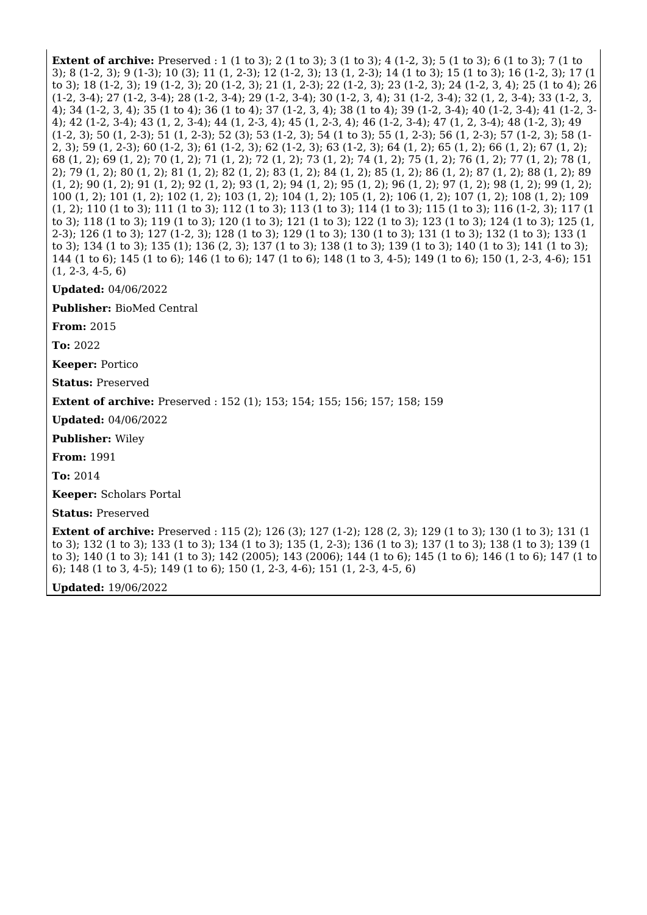**Extent of archive:** Preserved : 1 (1 to 3); 2 (1 to 3); 3 (1 to 3); 4 (1-2, 3); 5 (1 to 3); 6 (1 to 3); 7 (1 to 3); 8 (1-2, 3); 9 (1-3); 10 (3); 11 (1, 2-3); 12 (1-2, 3); 13 (1, 2-3); 14 (1 to 3); 15 (1 to 3); 16 (1-2, 3); 17 (1 to 3); 18 (1-2, 3); 19 (1-2, 3); 20 (1-2, 3); 21 (1, 2-3); 22 (1-2, 3); 23 (1-2, 3); 24 (1-2, 3, 4); 25 (1 to 4); 26 (1-2, 3-4); 27 (1-2, 3-4); 28 (1-2, 3-4); 29 (1-2, 3-4); 30 (1-2, 3, 4); 31 (1-2, 3-4); 32 (1, 2, 3-4); 33 (1-2, 3, 4); 34 (1-2, 3, 4); 35 (1 to 4); 36 (1 to 4); 37 (1-2, 3, 4); 38 (1 to 4); 39 (1-2, 3-4); 40 (1-2, 3-4); 41 (1-2, 3-4); 42 (1-2, 3-4); 43 (1, 2, 3-4); 44 (1, 2-3, 4); 45 (1, 2-3, 4); 46 (1-2, 3-4); 47 (1, 2, 3-4); 48 (1-2, 3); 49 (1-2, 3); 50 (1, 2-3); 51 (1, 2-3); 52 (3); 53 (1-2, 3); 54 (1 to 3); 55 (1, 2-3); 56 (1, 2-3); 57 (1-2, 3); 58 (1-2, 3); 59 (1, 2-3); 60 (1-2, 3); 61 (1-2, 3); 62 (1-2, 3); 63 (1-2, 3); 64 (1, 2); 65 (1, 2); 66 (1, 2); 67 (1, 2); 68 (1, 2); 69 (1, 2); 70 (1, 2); 71 (1, 2); 72 (1, 2); 73 (1, 2); 74 (1, 2); 75 (1, 2); 76 (1, 2); 77 (1, 2); 78 (1, 2); 79 (1, 2); 80 (1, 2); 81 (1, 2); 82 (1, 2); 83 (1, 2); 84 (1, 2); 85 (1, 2); 86 (1, 2); 87 (1, 2); 88 (1, 2); 89 (1, 2); 90 (1, 2); 91 (1, 2); 92 (1, 2); 93 (1, 2); 94 (1, 2); 95 (1, 2); 96 (1, 2); 97 (1, 2); 98 (1, 2); 99 (1, 2); 100 (1, 2); 101 (1, 2); 102 (1, 2); 103 (1, 2); 104 (1, 2); 105 (1, 2); 106 (1, 2); 107 (1, 2); 108 (1, 2); 109 (1, 2); 110 (1 to 3); 111 (1 to 3); 112 (1 to 3); 113 (1 to 3); 114 (1 to 3); 115 (1 to 3); 116 (1-2, 3); 117 (1 to 3); 118 (1 to 3); 119 (1 to 3); 120 (1 to 3); 121 (1 to 3); 122 (1 to 3); 123 (1 to 3); 124 (1 to 3); 125 (1, 2-3); 126 (1 to 3); 127 (1-2, 3); 128 (1 to 3); 129 (1 to 3); 130 (1 to 3); 131 (1 to 3); 132 (1 to 3); 133 (1 to 3); 134 (1 to 3); 135 (1); 136 (2, 3); 137 (1 to 3); 138 (1 to 3); 139 (1 to 3); 140 (1 to 3); 141 (1 to 3); 144 (1 to 6); 145 (1 to 6); 146 (1 to 6); 147 (1 to 6); 148 (1 to 3, 4-5); 149 (1 to 6); 150 (1, 2-3, 4-6); 151 (1, 2-3, 4-5, 6)

**Updated:** 04/06/2022

**Publisher:** BioMed Central

**From:** 2015

**To:** 2022

**Keeper:** Portico

**Status:** Preserved

**Extent of archive:** Preserved : 152 (1); 153; 154; 155; 156; 157; 158; 159

**Updated:** 04/06/2022

**Publisher:** Wiley

**From:** 1991

**To:** 2014

**Keeper:** Scholars Portal

**Status:** Preserved

**Extent of archive:** Preserved : 115 (2); 126 (3); 127 (1-2); 128 (2, 3); 129 (1 to 3); 130 (1 to 3); 131 (1 to 3); 132 (1 to 3); 133 (1 to 3); 134 (1 to 3); 135 (1, 2-3); 136 (1 to 3); 137 (1 to 3); 138 (1 to 3); 139 (1 to 3); 140 (1 to 3); 141 (1 to 3); 142 (2005); 143 (2006); 144 (1 to 6); 145 (1 to 6); 146 (1 to 6); 147 (1 to 6); 148 (1 to 3, 4-5); 149 (1 to 6); 150 (1, 2-3, 4-6); 151 (1, 2-3, 4-5, 6)

**Updated:** 19/06/2022